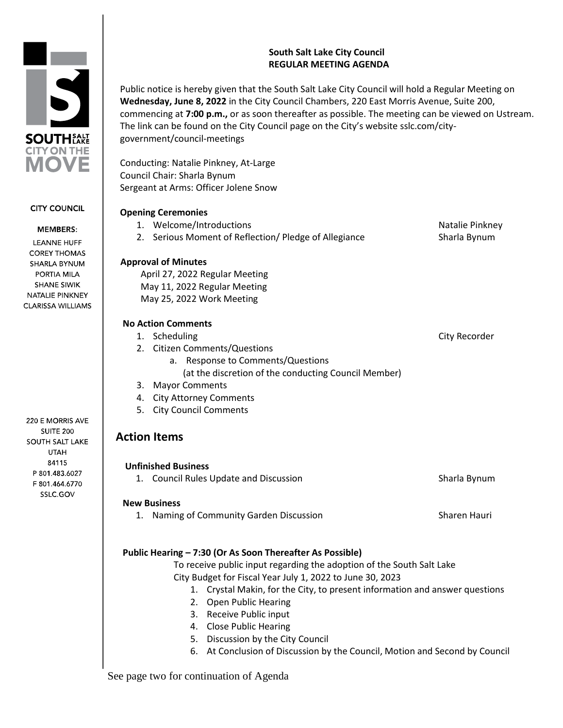**SOUTH SALT LAKE CITY ON THE MOVE**

**CITY COUNCIL**

**MEMBERS:**

LEANNE HUFF
COREY THOMAS
SHARLA BYNUM
PORTIA MILA
SHANE SIWIK
NATALIE PINKNEY
CLARISSA WILLIAMS

220 E MORRIS AVE
SUITE 200
SOUTH SALT LAKE
UTAH
84115
P 801.483.6027
F 801.464.6770
SSLC.GOV

# South Salt Lake City Council
## REGULAR MEETING AGENDA

Public notice is hereby given that the South Salt Lake City Council will hold a Regular Meeting on **Wednesday, June 8, 2022** in the City Council Chambers, 220 East Morris Avenue, Suite 200, commencing at **7:00 p.m.,** or as soon thereafter as possible. The meeting can be viewed on Ustream. The link can be found on the City Council page on the City's website sslc.com/city-government/council-meetings

Conducting: Natalie Pinkney, At-Large
Council Chair: Sharla Bynum
Sergeant at Arms: Officer Jolene Snow

**Opening Ceremonies**

1. Welcome/Introductions — Natalie Pinkney
2. Serious Moment of Reflection/ Pledge of Allegiance — Sharla Bynum

**Approval of Minutes**

April 27, 2022 Regular Meeting
May 11, 2022 Regular Meeting
May 25, 2022 Work Meeting

**No Action Comments**

1. Scheduling — City Recorder
2. Citizen Comments/Questions
   a. Response to Comments/Questions
      (at the discretion of the conducting Council Member)
3. Mayor Comments
4. City Attorney Comments
5. City Council Comments

## Action Items

**Unfinished Business**

1. Council Rules Update and Discussion — Sharla Bynum

**New Business**

1. Naming of Community Garden Discussion — Sharen Hauri

**Public Hearing – 7:30 (Or As Soon Thereafter As Possible)**

To receive public input regarding the adoption of the South Salt Lake City Budget for Fiscal Year July 1, 2022 to June 30, 2023

1. Crystal Makin, for the City, to present information and answer questions
2. Open Public Hearing
3. Receive Public input
4. Close Public Hearing
5. Discussion by the City Council
6. At Conclusion of Discussion by the Council, Motion and Second by Council

See page two for continuation of Agenda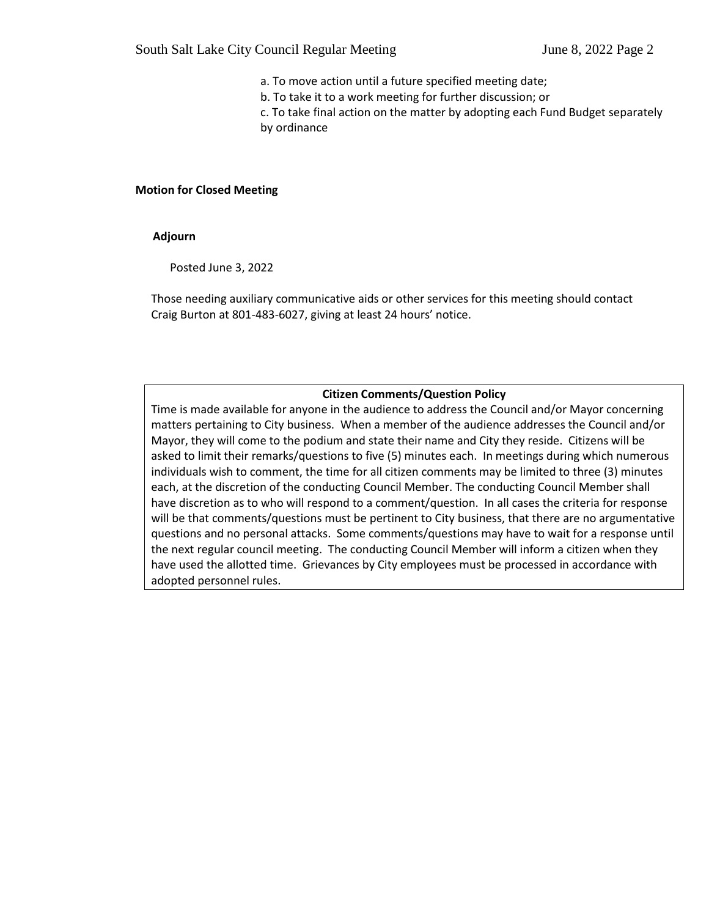a. To move action until a future specified meeting date;
b. To take it to a work meeting for further discussion; or
c. To take final action on the matter by adopting each Fund Budget separately by ordinance

**Motion for Closed Meeting**

**Adjourn**

Posted June 3, 2022

Those needing auxiliary communicative aids or other services for this meeting should contact Craig Burton at 801-483-6027, giving at least 24 hours' notice.

**Citizen Comments/Question Policy**

Time is made available for anyone in the audience to address the Council and/or Mayor concerning matters pertaining to City business. When a member of the audience addresses the Council and/or Mayor, they will come to the podium and state their name and City they reside. Citizens will be asked to limit their remarks/questions to five (5) minutes each. In meetings during which numerous individuals wish to comment, the time for all citizen comments may be limited to three (3) minutes each, at the discretion of the conducting Council Member. The conducting Council Member shall have discretion as to who will respond to a comment/question. In all cases the criteria for response will be that comments/questions must be pertinent to City business, that there are no argumentative questions and no personal attacks. Some comments/questions may have to wait for a response until the next regular council meeting. The conducting Council Member will inform a citizen when they have used the allotted time. Grievances by City employees must be processed in accordance with adopted personnel rules.